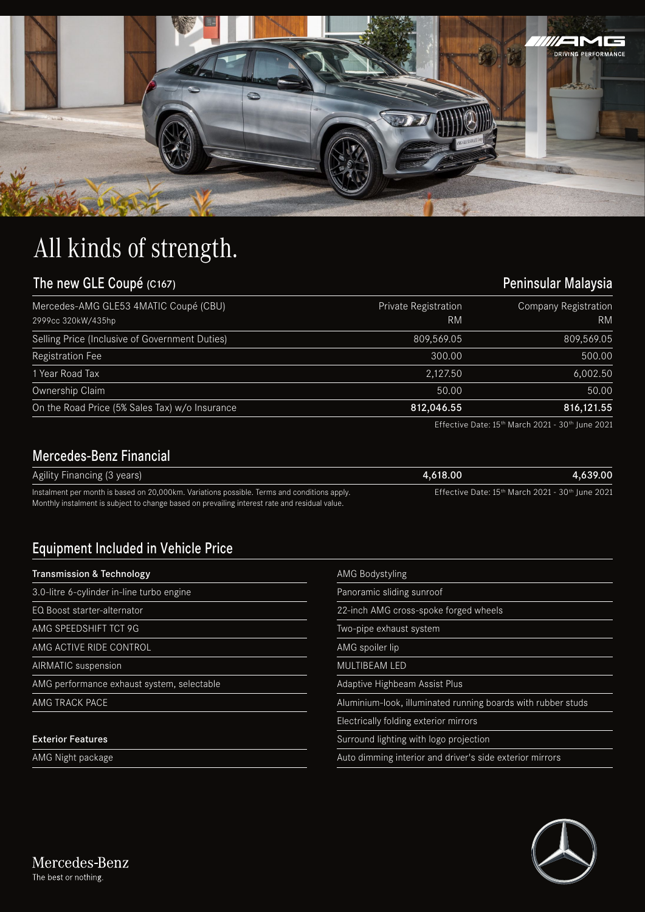# All kinds of strength.

## The new GLE Coupé (C167)

**Peninsular Malaysia**

| Mercedes-AMG GLE53 4MATIC Coupé (CBU)<br>2999cc 320kW/435hp | Private Registration<br>RM | Company Registration<br>RM |
|---|---|---|
| Selling Price (Inclusive of Government Duties) | 809,569.05 | 809,569.05 |
| Registration Fee | 300.00 | 500.00 |
| 1 Year Road Tax | 2,127.50 | 6,002.50 |
| Ownership Claim | 50.00 | 50.00 |
| On the Road Price (5% Sales Tax) w/o Insurance | **812,046.55** | **816,121.55** |

Effective Date: 15th March 2021 - 30th June 2021

## Mercedes-Benz Financial

| | | |
|---|---|---|
| Agility Financing (3 years) | **4,618.00** | **4,639.00** |

Instalment per month is based on 20,000km. Variations possible. Terms and conditions apply.
Monthly instalment is subject to change based on prevailing interest rate and residual value.

Effective Date: 15th March 2021 - 30th June 2021

## Equipment Included in Vehicle Price

**Transmission & Technology**

- 3.0-litre 6-cylinder in-line turbo engine
- EQ Boost starter-alternator
- AMG SPEEDSHIFT TCT 9G
- AMG ACTIVE RIDE CONTROL
- AIRMATIC suspension
- AMG performance exhaust system, selectable
- AMG TRACK PACE

**Exterior Features**

- AMG Night package
- AMG Bodystyling
- Panoramic sliding sunroof
- 22-inch AMG cross-spoke forged wheels
- Two-pipe exhaust system
- AMG spoiler lip
- MULTIBEAM LED
- Adaptive Highbeam Assist Plus
- Aluminium-look, illuminated running boards with rubber studs
- Electrically folding exterior mirrors
- Surround lighting with logo projection
- Auto dimming interior and driver's side exterior mirrors

Mercedes-Benz
The best or nothing.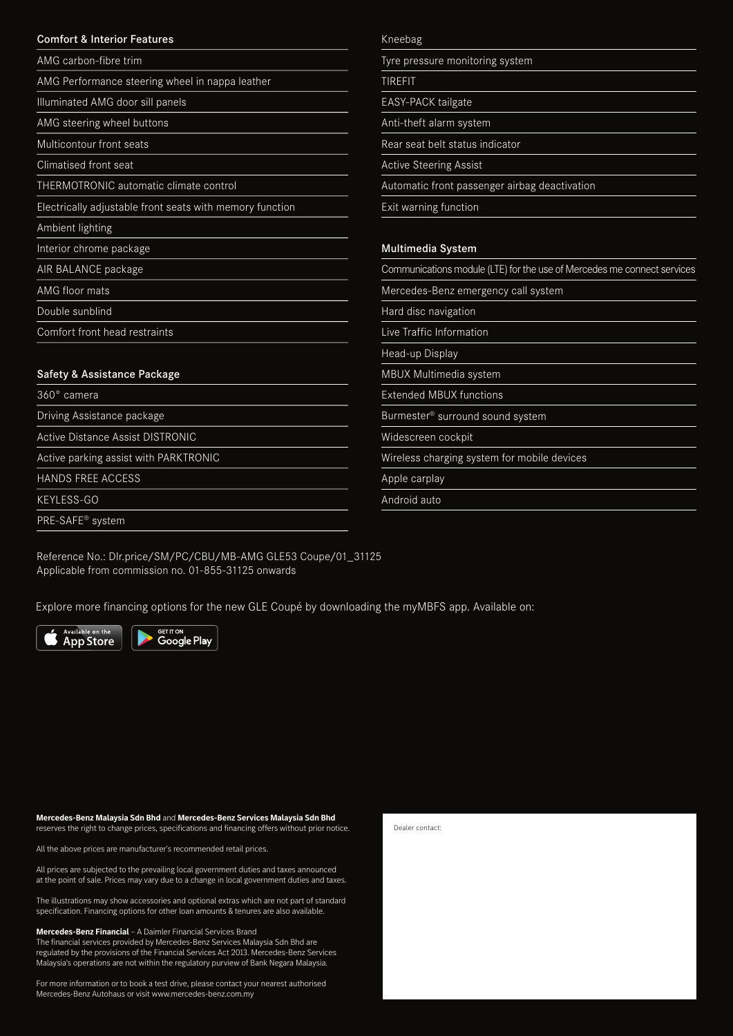### Comfort & Interior Features

- AMG carbon-fibre trim
- AMG Performance steering wheel in nappa leather
- Illuminated AMG door sill panels
- AMG steering wheel buttons
- Multicontour front seats
- Climatised front seat
- THERMOTRONIC automatic climate control
- Electrically adjustable front seats with memory function
- Ambient lighting
- Interior chrome package
- AIR BALANCE package
- AMG floor mats
- Double sunblind
- Comfort front head restraints

### Safety & Assistance Package

- 360° camera
- Driving Assistance package
- Active Distance Assist DISTRONIC
- Active parking assist with PARKTRONIC
- HANDS FREE ACCESS
- KEYLESS-GO
- PRE-SAFE® system
- Kneebag
- Tyre pressure monitoring system
- TIREFIT
- EASY-PACK tailgate
- Anti-theft alarm system
- Rear seat belt status indicator
- Active Steering Assist
- Automatic front passenger airbag deactivation
- Exit warning function

### Multimedia System

- Communications module (LTE) for the use of Mercedes me connect services
- Mercedes-Benz emergency call system
- Hard disc navigation
- Live Traffic Information
- Head-up Display
- MBUX Multimedia system
- Extended MBUX functions
- Burmester® surround sound system
- Widescreen cockpit
- Wireless charging system for mobile devices
- Apple carplay
- Android auto

Reference No.: Dlr.price/SM/PC/CBU/MB-AMG GLE53 Coupe/01_31125
Applicable from commission no. 01-855-31125 onwards

Explore more financing options for the new GLE Coupé by downloading the myMBFS app. Available on:

Available on the App Store | GET IT ON Google Play

**Mercedes-Benz Malaysia Sdn Bhd** and **Mercedes-Benz Services Malaysia Sdn Bhd** reserves the right to change prices, specifications and financing offers without prior notice.

All the above prices are manufacturer's recommended retail prices.

All prices are subjected to the prevailing local government duties and taxes announced at the point of sale. Prices may vary due to a change in local government duties and taxes.

The illustrations may show accessories and optional extras which are not part of standard specification. Financing options for other loan amounts & tenures are also available.

**Mercedes-Benz Financial** – A Daimler Financial Services Brand
The financial services provided by Mercedes-Benz Services Malaysia Sdn Bhd are regulated by the provisions of the Financial Services Act 2013. Mercedes-Benz Services Malaysia's operations are not within the regulatory purview of Bank Negara Malaysia.

For more information or to book a test drive, please contact your nearest authorised Mercedes-Benz Autohaus or visit www.mercedes-benz.com.my

Dealer contact: